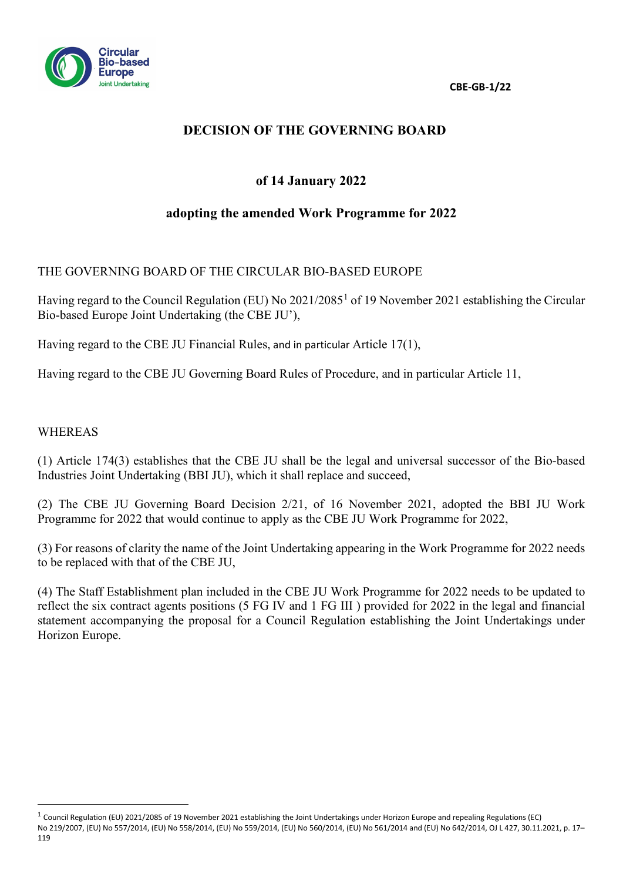CBE-GB-1/22

# DECISION OF THE GOVERNING BOARD

## of 14 January 2022

## adopting the amended Work Programme for 2022

THE GOVERNING BOARD OF THE CIRCULAR BIO-BASED EUROPE

Having regard to the Council Regulation (EU) No 2021/2085[1] of 19 November 2021 establishing the Circular Bio-based Europe Joint Undertaking (the CBE JU'),

Having regard to the CBE JU Financial Rules, and in particular Article 17(1),

Having regard to the CBE JU Governing Board Rules of Procedure, and in particular Article 11,

WHEREAS

(1) Article 174(3) establishes that the CBE JU shall be the legal and universal successor of the Bio-based Industries Joint Undertaking (BBI JU), which it shall replace and succeed,

(2) The CBE JU Governing Board Decision 2/21, of 16 November 2021, adopted the BBI JU Work Programme for 2022 that would continue to apply as the CBE JU Work Programme for 2022,

(3) For reasons of clarity the name of the Joint Undertaking appearing in the Work Programme for 2022 needs to be replaced with that of the CBE JU,

(4) The Staff Establishment plan included in the CBE JU Work Programme for 2022 needs to be updated to reflect the six contract agents positions (5 FG IV and 1 FG III ) provided for 2022 in the legal and financial statement accompanying the proposal for a Council Regulation establishing the Joint Undertakings under Horizon Europe.

---

[1] Council Regulation (EU) 2021/2085 of 19 November 2021 establishing the Joint Undertakings under Horizon Europe and repealing Regulations (EC) No 219/2007, (EU) No 557/2014, (EU) No 558/2014, (EU) No 559/2014, (EU) No 560/2014, (EU) No 561/2014 and (EU) No 642/2014, OJ L 427, 30.11.2021, p. 17–119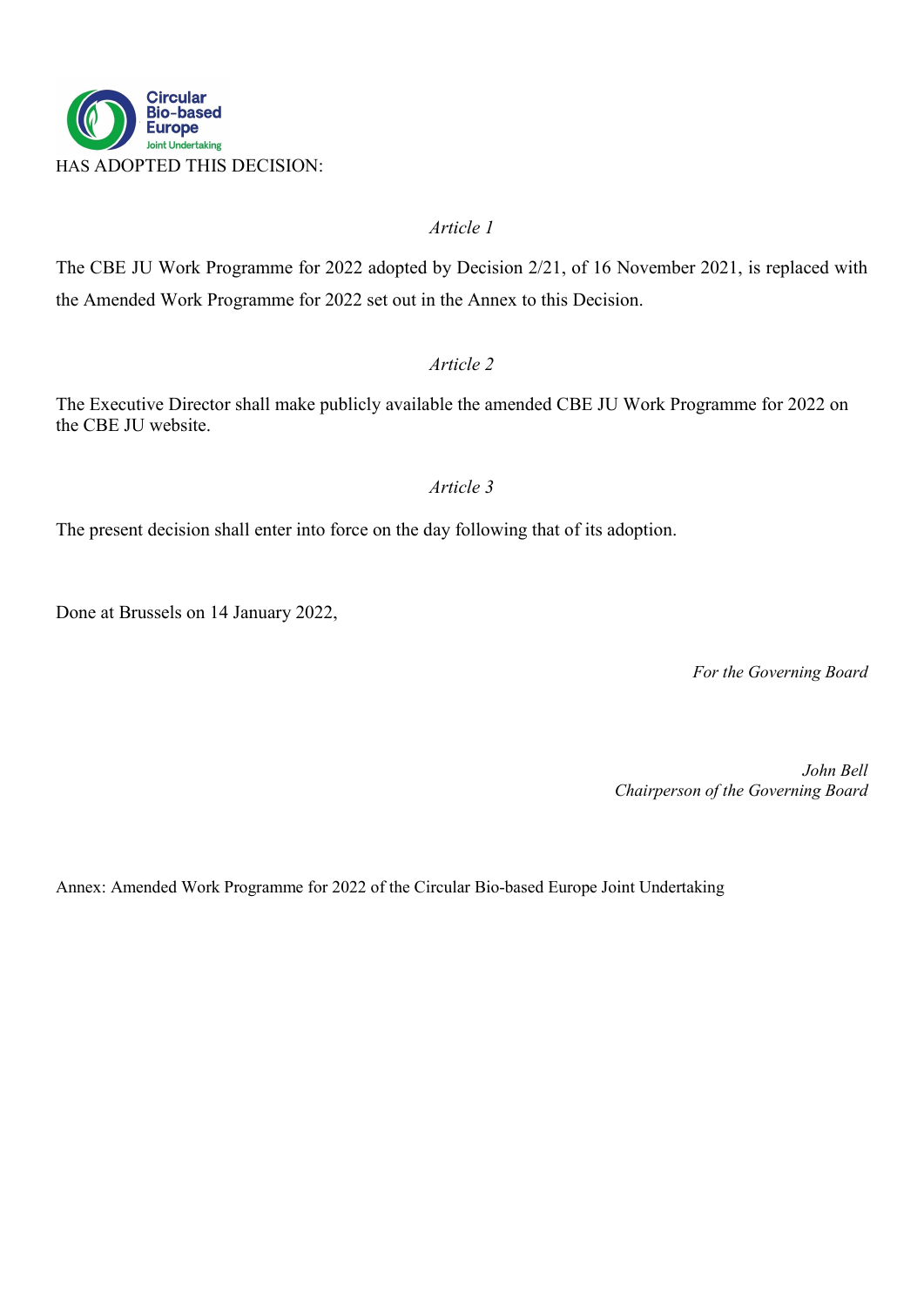HAS ADOPTED THIS DECISION:

*Article 1*

The CBE JU Work Programme for 2022 adopted by Decision 2/21, of 16 November 2021, is replaced with the Amended Work Programme for 2022 set out in the Annex to this Decision.

*Article 2*

The Executive Director shall make publicly available the amended CBE JU Work Programme for 2022 on the CBE JU website.

*Article 3*

The present decision shall enter into force on the day following that of its adoption.

Done at Brussels on 14 January 2022,

*For the Governing Board*

*John Bell*
*Chairperson of the Governing Board*

Annex: Amended Work Programme for 2022 of the Circular Bio-based Europe Joint Undertaking